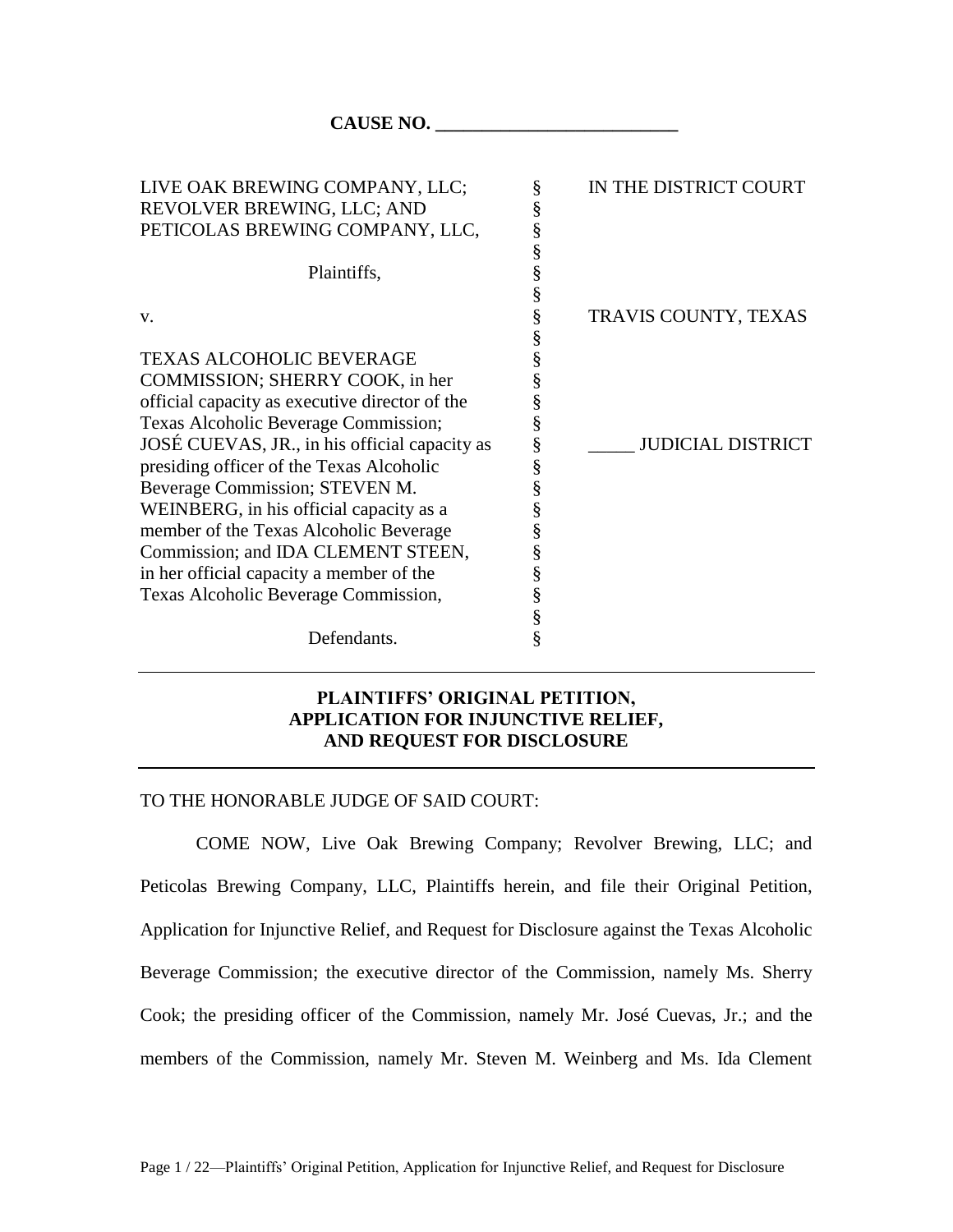**CAUSE NO. ___________________________**

| | | |
|---|---|---|
| LIVE OAK BREWING COMPANY, LLC; REVOLVER BREWING, LLC; AND PETICOLAS BREWING COMPANY, LLC, | § | IN THE DISTRICT COURT |
| Plaintiffs, | § | |
| v. | § | TRAVIS COUNTY, TEXAS |
| TEXAS ALCOHOLIC BEVERAGE COMMISSION; SHERRY COOK, in her official capacity as executive director of the Texas Alcoholic Beverage Commission; JOSÉ CUEVAS, JR., in his official capacity as presiding officer of the Texas Alcoholic Beverage Commission; STEVEN M. WEINBERG, in his official capacity as a member of the Texas Alcoholic Beverage Commission; and IDA CLEMENT STEEN, in her official capacity a member of the Texas Alcoholic Beverage Commission, | § | _____ JUDICIAL DISTRICT |
| Defendants. | § | |

**PLAINTIFFS' ORIGINAL PETITION,**
**APPLICATION FOR INJUNCTIVE RELIEF,**
**AND REQUEST FOR DISCLOSURE**

TO THE HONORABLE JUDGE OF SAID COURT:

COME NOW, Live Oak Brewing Company; Revolver Brewing, LLC; and Peticolas Brewing Company, LLC, Plaintiffs herein, and file their Original Petition, Application for Injunctive Relief, and Request for Disclosure against the Texas Alcoholic Beverage Commission; the executive director of the Commission, namely Ms. Sherry Cook; the presiding officer of the Commission, namely Mr. José Cuevas, Jr.; and the members of the Commission, namely Mr. Steven M. Weinberg and Ms. Ida Clement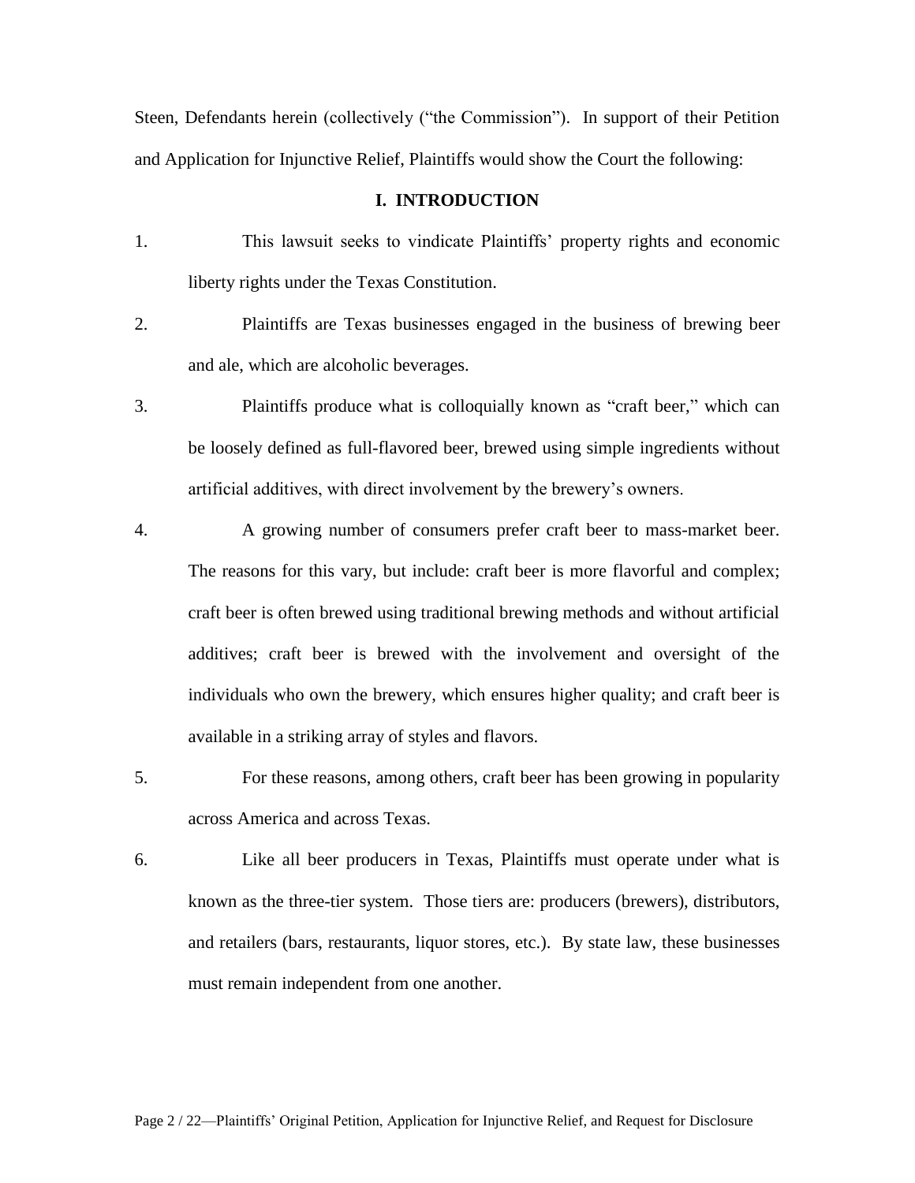Steen, Defendants herein (collectively ("the Commission"). In support of their Petition and Application for Injunctive Relief, Plaintiffs would show the Court the following:

## I. INTRODUCTION

1. This lawsuit seeks to vindicate Plaintiffs' property rights and economic liberty rights under the Texas Constitution.

2. Plaintiffs are Texas businesses engaged in the business of brewing beer and ale, which are alcoholic beverages.

3. Plaintiffs produce what is colloquially known as "craft beer," which can be loosely defined as full-flavored beer, brewed using simple ingredients without artificial additives, with direct involvement by the brewery's owners.

4. A growing number of consumers prefer craft beer to mass-market beer. The reasons for this vary, but include: craft beer is more flavorful and complex; craft beer is often brewed using traditional brewing methods and without artificial additives; craft beer is brewed with the involvement and oversight of the individuals who own the brewery, which ensures higher quality; and craft beer is available in a striking array of styles and flavors.

5. For these reasons, among others, craft beer has been growing in popularity across America and across Texas.

6. Like all beer producers in Texas, Plaintiffs must operate under what is known as the three-tier system. Those tiers are: producers (brewers), distributors, and retailers (bars, restaurants, liquor stores, etc.). By state law, these businesses must remain independent from one another.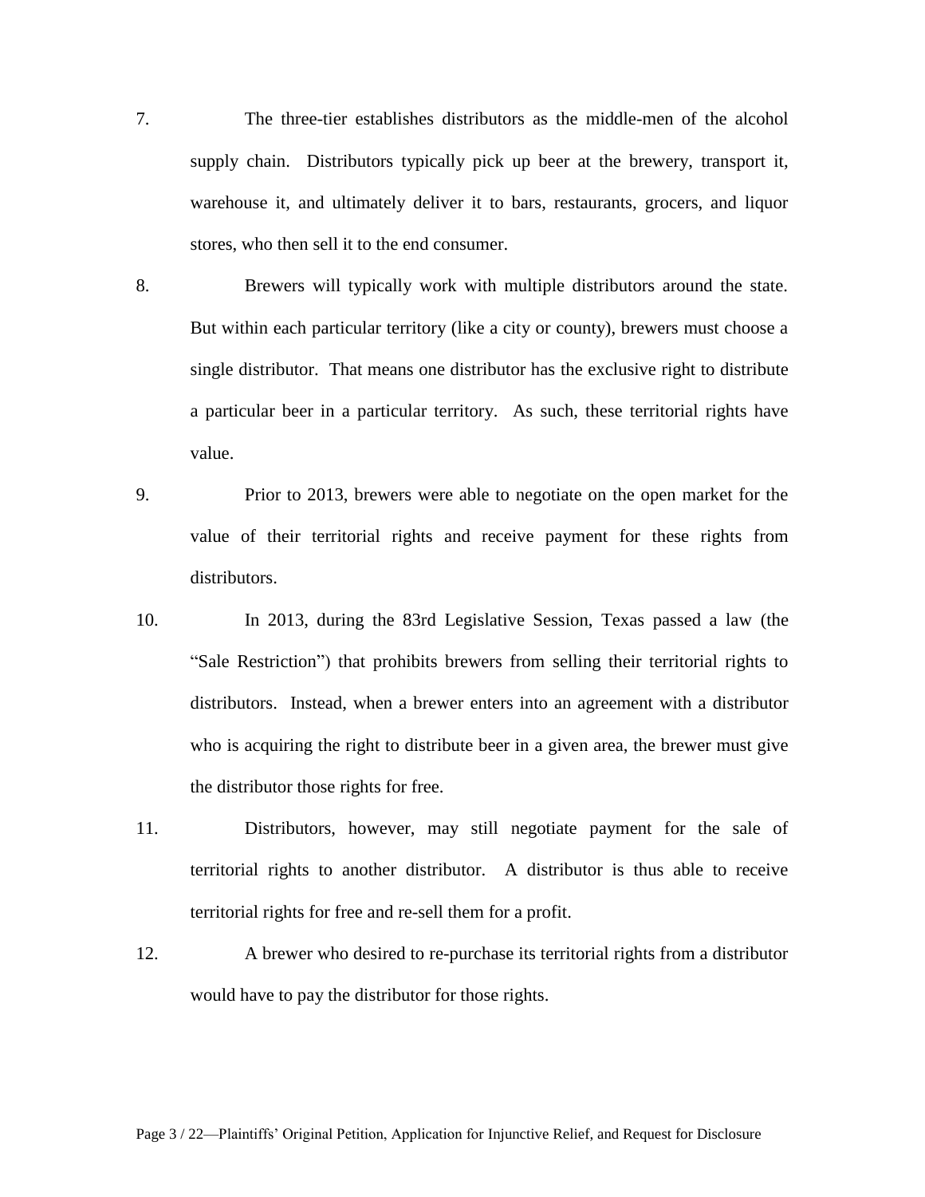7. The three-tier establishes distributors as the middle-men of the alcohol supply chain. Distributors typically pick up beer at the brewery, transport it, warehouse it, and ultimately deliver it to bars, restaurants, grocers, and liquor stores, who then sell it to the end consumer.

8. Brewers will typically work with multiple distributors around the state. But within each particular territory (like a city or county), brewers must choose a single distributor. That means one distributor has the exclusive right to distribute a particular beer in a particular territory. As such, these territorial rights have value.

9. Prior to 2013, brewers were able to negotiate on the open market for the value of their territorial rights and receive payment for these rights from distributors.

10. In 2013, during the 83rd Legislative Session, Texas passed a law (the "Sale Restriction") that prohibits brewers from selling their territorial rights to distributors. Instead, when a brewer enters into an agreement with a distributor who is acquiring the right to distribute beer in a given area, the brewer must give the distributor those rights for free.

11. Distributors, however, may still negotiate payment for the sale of territorial rights to another distributor. A distributor is thus able to receive territorial rights for free and re-sell them for a profit.

12. A brewer who desired to re-purchase its territorial rights from a distributor would have to pay the distributor for those rights.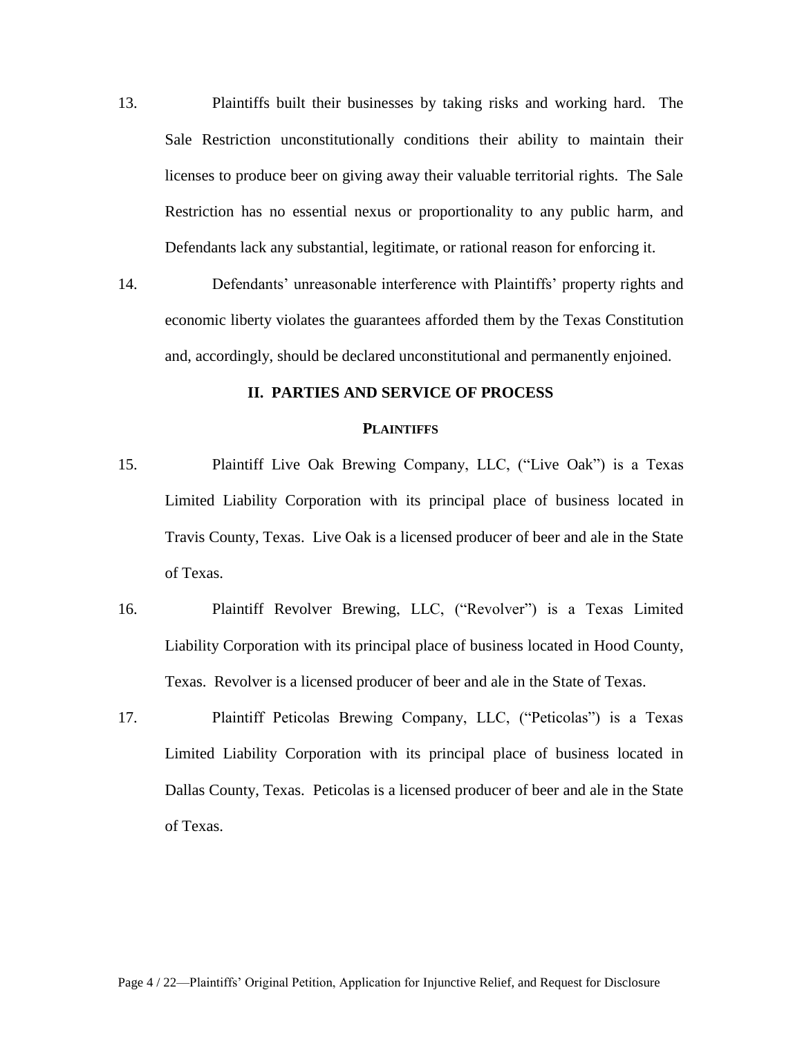13. Plaintiffs built their businesses by taking risks and working hard. The Sale Restriction unconstitutionally conditions their ability to maintain their licenses to produce beer on giving away their valuable territorial rights. The Sale Restriction has no essential nexus or proportionality to any public harm, and Defendants lack any substantial, legitimate, or rational reason for enforcing it.

14. Defendants' unreasonable interference with Plaintiffs' property rights and economic liberty violates the guarantees afforded them by the Texas Constitution and, accordingly, should be declared unconstitutional and permanently enjoined.

## II. PARTIES AND SERVICE OF PROCESS

### PLAINTIFFS

15. Plaintiff Live Oak Brewing Company, LLC, ("Live Oak") is a Texas Limited Liability Corporation with its principal place of business located in Travis County, Texas. Live Oak is a licensed producer of beer and ale in the State of Texas.

16. Plaintiff Revolver Brewing, LLC, ("Revolver") is a Texas Limited Liability Corporation with its principal place of business located in Hood County, Texas. Revolver is a licensed producer of beer and ale in the State of Texas.

17. Plaintiff Peticolas Brewing Company, LLC, ("Peticolas") is a Texas Limited Liability Corporation with its principal place of business located in Dallas County, Texas. Peticolas is a licensed producer of beer and ale in the State of Texas.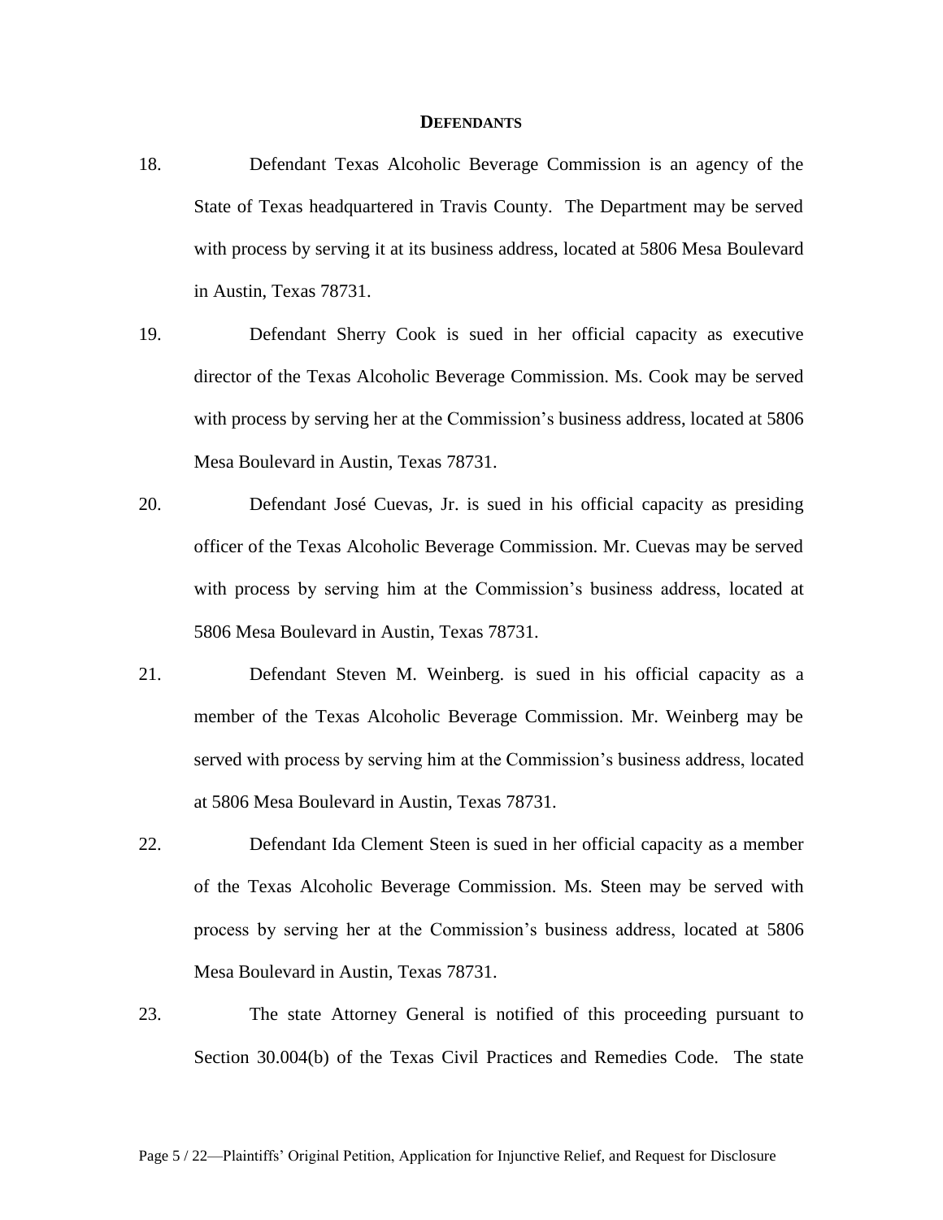## **DEFENDANTS**

18. Defendant Texas Alcoholic Beverage Commission is an agency of the State of Texas headquartered in Travis County. The Department may be served with process by serving it at its business address, located at 5806 Mesa Boulevard in Austin, Texas 78731.

19. Defendant Sherry Cook is sued in her official capacity as executive director of the Texas Alcoholic Beverage Commission. Ms. Cook may be served with process by serving her at the Commission's business address, located at 5806 Mesa Boulevard in Austin, Texas 78731.

20. Defendant José Cuevas, Jr. is sued in his official capacity as presiding officer of the Texas Alcoholic Beverage Commission. Mr. Cuevas may be served with process by serving him at the Commission's business address, located at 5806 Mesa Boulevard in Austin, Texas 78731.

21. Defendant Steven M. Weinberg. is sued in his official capacity as a member of the Texas Alcoholic Beverage Commission. Mr. Weinberg may be served with process by serving him at the Commission's business address, located at 5806 Mesa Boulevard in Austin, Texas 78731.

22. Defendant Ida Clement Steen is sued in her official capacity as a member of the Texas Alcoholic Beverage Commission. Ms. Steen may be served with process by serving her at the Commission's business address, located at 5806 Mesa Boulevard in Austin, Texas 78731.

23. The state Attorney General is notified of this proceeding pursuant to Section 30.004(b) of the Texas Civil Practices and Remedies Code. The state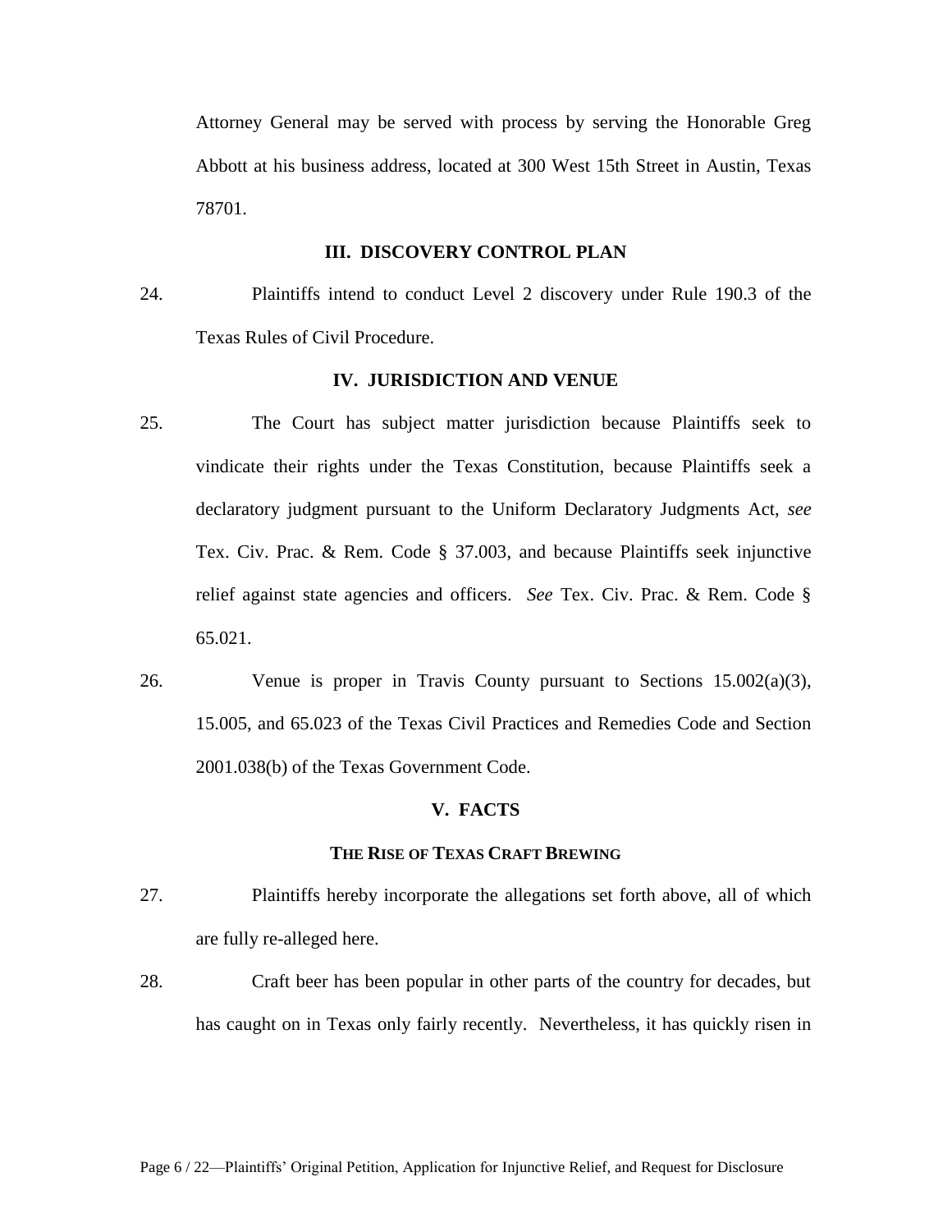Attorney General may be served with process by serving the Honorable Greg Abbott at his business address, located at 300 West 15th Street in Austin, Texas 78701.

## III. DISCOVERY CONTROL PLAN

24. Plaintiffs intend to conduct Level 2 discovery under Rule 190.3 of the Texas Rules of Civil Procedure.

## IV. JURISDICTION AND VENUE

25. The Court has subject matter jurisdiction because Plaintiffs seek to vindicate their rights under the Texas Constitution, because Plaintiffs seek a declaratory judgment pursuant to the Uniform Declaratory Judgments Act, *see* Tex. Civ. Prac. & Rem. Code § 37.003, and because Plaintiffs seek injunctive relief against state agencies and officers. *See* Tex. Civ. Prac. & Rem. Code § 65.021.

26. Venue is proper in Travis County pursuant to Sections 15.002(a)(3), 15.005, and 65.023 of the Texas Civil Practices and Remedies Code and Section 2001.038(b) of the Texas Government Code.

## V. FACTS

### THE RISE OF TEXAS CRAFT BREWING

27. Plaintiffs hereby incorporate the allegations set forth above, all of which are fully re-alleged here.

28. Craft beer has been popular in other parts of the country for decades, but has caught on in Texas only fairly recently. Nevertheless, it has quickly risen in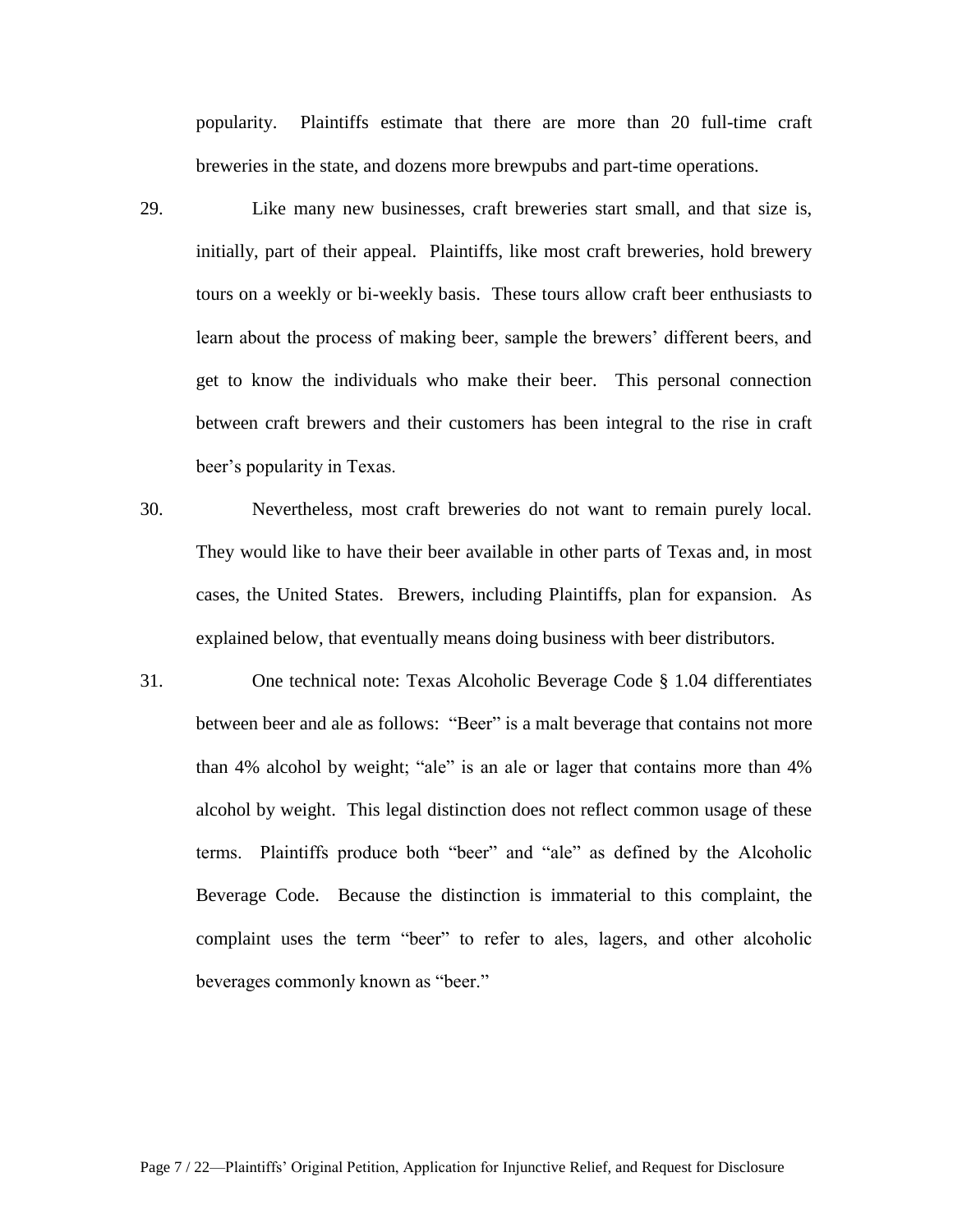popularity. Plaintiffs estimate that there are more than 20 full-time craft breweries in the state, and dozens more brewpubs and part-time operations.

29. Like many new businesses, craft breweries start small, and that size is, initially, part of their appeal. Plaintiffs, like most craft breweries, hold brewery tours on a weekly or bi-weekly basis. These tours allow craft beer enthusiasts to learn about the process of making beer, sample the brewers' different beers, and get to know the individuals who make their beer. This personal connection between craft brewers and their customers has been integral to the rise in craft beer's popularity in Texas.

30. Nevertheless, most craft breweries do not want to remain purely local. They would like to have their beer available in other parts of Texas and, in most cases, the United States. Brewers, including Plaintiffs, plan for expansion. As explained below, that eventually means doing business with beer distributors.

31. One technical note: Texas Alcoholic Beverage Code § 1.04 differentiates between beer and ale as follows: "Beer" is a malt beverage that contains not more than 4% alcohol by weight; "ale" is an ale or lager that contains more than 4% alcohol by weight. This legal distinction does not reflect common usage of these terms. Plaintiffs produce both "beer" and "ale" as defined by the Alcoholic Beverage Code. Because the distinction is immaterial to this complaint, the complaint uses the term "beer" to refer to ales, lagers, and other alcoholic beverages commonly known as "beer."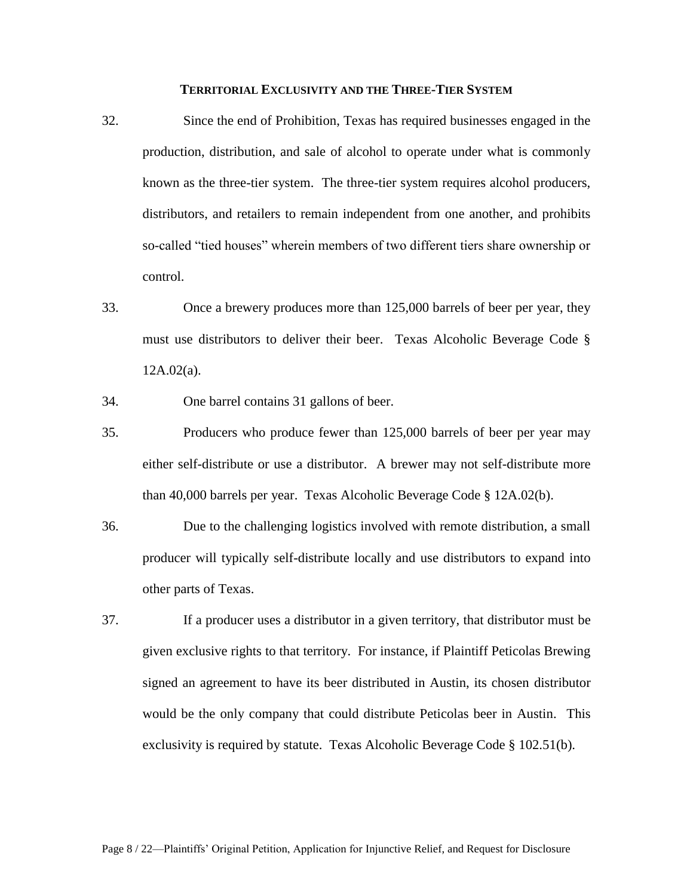## TERRITORIAL EXCLUSIVITY AND THE THREE-TIER SYSTEM

32. Since the end of Prohibition, Texas has required businesses engaged in the production, distribution, and sale of alcohol to operate under what is commonly known as the three-tier system. The three-tier system requires alcohol producers, distributors, and retailers to remain independent from one another, and prohibits so-called "tied houses" wherein members of two different tiers share ownership or control.

33. Once a brewery produces more than 125,000 barrels of beer per year, they must use distributors to deliver their beer. Texas Alcoholic Beverage Code § 12A.02(a).

34. One barrel contains 31 gallons of beer.

35. Producers who produce fewer than 125,000 barrels of beer per year may either self-distribute or use a distributor. A brewer may not self-distribute more than 40,000 barrels per year. Texas Alcoholic Beverage Code § 12A.02(b).

36. Due to the challenging logistics involved with remote distribution, a small producer will typically self-distribute locally and use distributors to expand into other parts of Texas.

37. If a producer uses a distributor in a given territory, that distributor must be given exclusive rights to that territory. For instance, if Plaintiff Peticolas Brewing signed an agreement to have its beer distributed in Austin, its chosen distributor would be the only company that could distribute Peticolas beer in Austin. This exclusivity is required by statute. Texas Alcoholic Beverage Code § 102.51(b).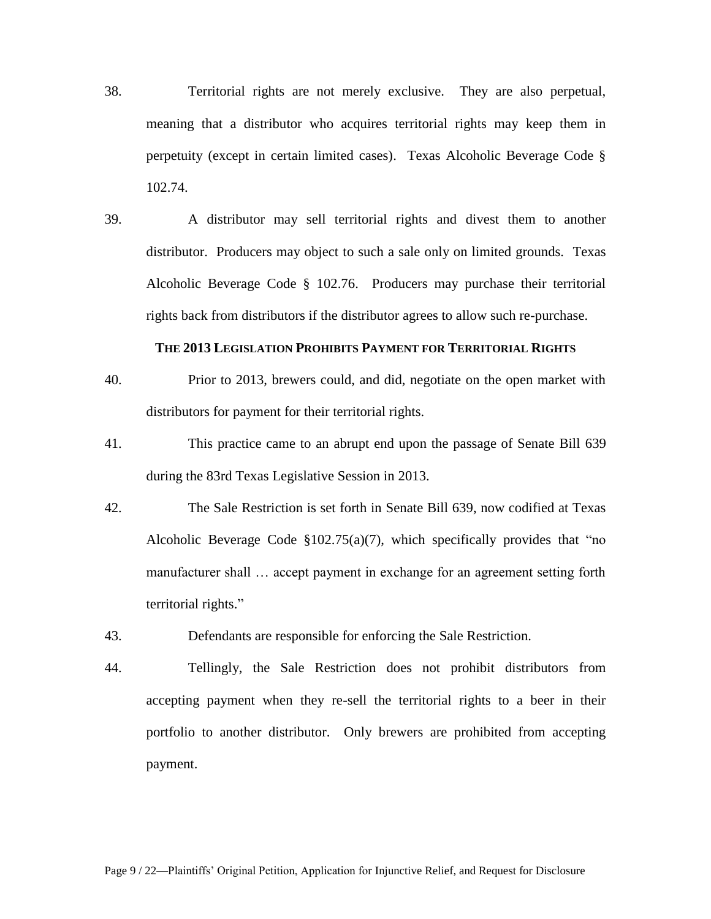38. Territorial rights are not merely exclusive. They are also perpetual, meaning that a distributor who acquires territorial rights may keep them in perpetuity (except in certain limited cases). Texas Alcoholic Beverage Code § 102.74.

39. A distributor may sell territorial rights and divest them to another distributor. Producers may object to such a sale only on limited grounds. Texas Alcoholic Beverage Code § 102.76. Producers may purchase their territorial rights back from distributors if the distributor agrees to allow such re-purchase.

**THE 2013 LEGISLATION PROHIBITS PAYMENT FOR TERRITORIAL RIGHTS**

40. Prior to 2013, brewers could, and did, negotiate on the open market with distributors for payment for their territorial rights.

41. This practice came to an abrupt end upon the passage of Senate Bill 639 during the 83rd Texas Legislative Session in 2013.

42. The Sale Restriction is set forth in Senate Bill 639, now codified at Texas Alcoholic Beverage Code §102.75(a)(7), which specifically provides that "no manufacturer shall … accept payment in exchange for an agreement setting forth territorial rights."

43. Defendants are responsible for enforcing the Sale Restriction.

44. Tellingly, the Sale Restriction does not prohibit distributors from accepting payment when they re-sell the territorial rights to a beer in their portfolio to another distributor. Only brewers are prohibited from accepting payment.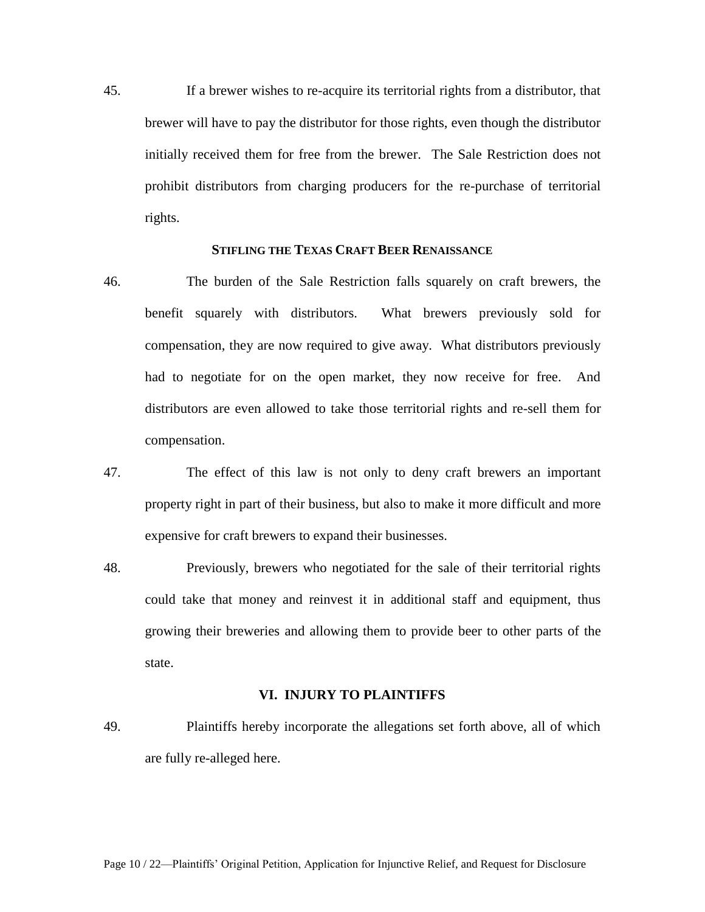45. If a brewer wishes to re-acquire its territorial rights from a distributor, that brewer will have to pay the distributor for those rights, even though the distributor initially received them for free from the brewer. The Sale Restriction does not prohibit distributors from charging producers for the re-purchase of territorial rights.

### STIFLING THE TEXAS CRAFT BEER RENAISSANCE

46. The burden of the Sale Restriction falls squarely on craft brewers, the benefit squarely with distributors. What brewers previously sold for compensation, they are now required to give away. What distributors previously had to negotiate for on the open market, they now receive for free. And distributors are even allowed to take those territorial rights and re-sell them for compensation.

47. The effect of this law is not only to deny craft brewers an important property right in part of their business, but also to make it more difficult and more expensive for craft brewers to expand their businesses.

48. Previously, brewers who negotiated for the sale of their territorial rights could take that money and reinvest it in additional staff and equipment, thus growing their breweries and allowing them to provide beer to other parts of the state.

## VI. INJURY TO PLAINTIFFS

49. Plaintiffs hereby incorporate the allegations set forth above, all of which are fully re-alleged here.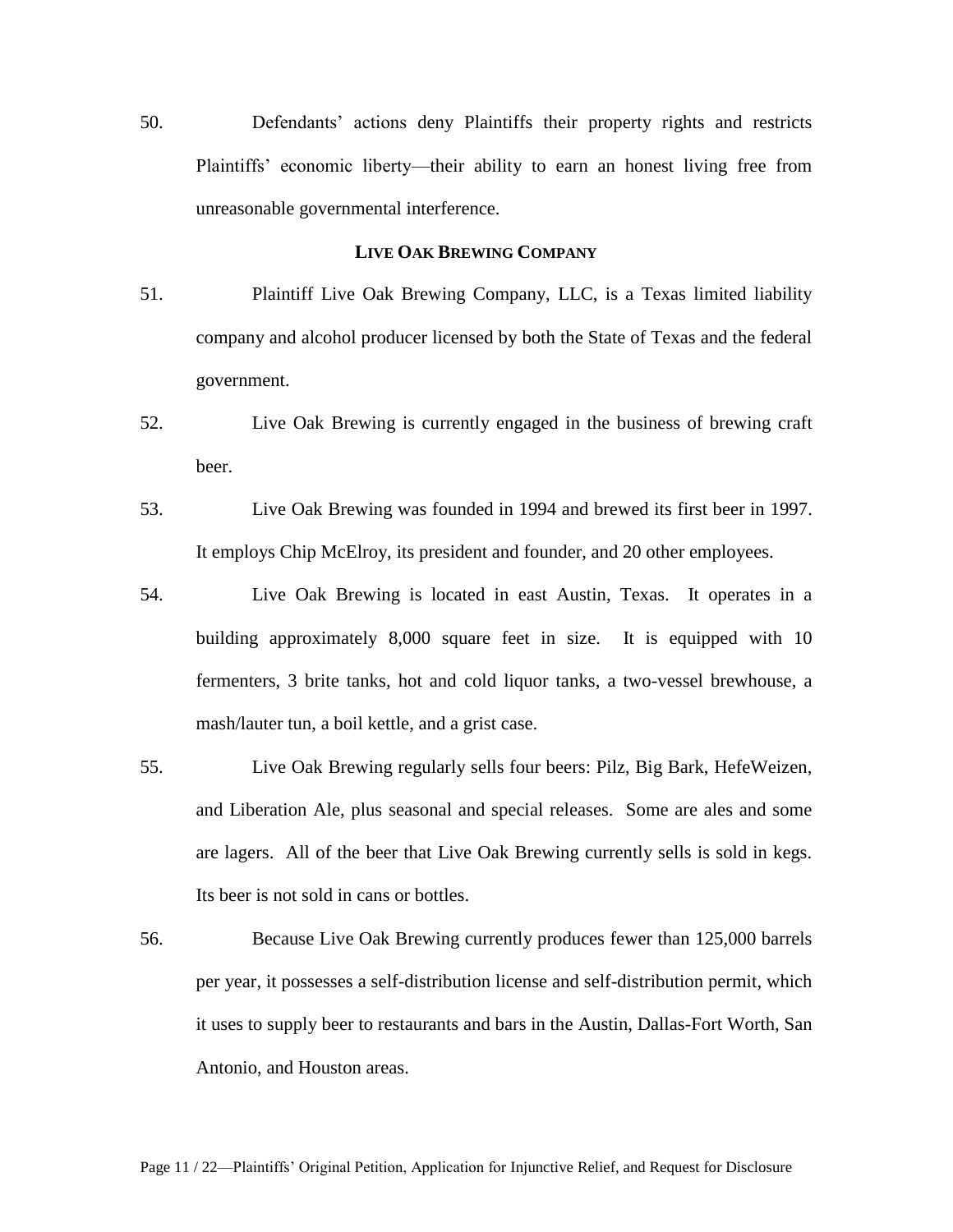50. Defendants' actions deny Plaintiffs their property rights and restricts Plaintiffs' economic liberty—their ability to earn an honest living free from unreasonable governmental interference.

## LIVE OAK BREWING COMPANY

51. Plaintiff Live Oak Brewing Company, LLC, is a Texas limited liability company and alcohol producer licensed by both the State of Texas and the federal government.

52. Live Oak Brewing is currently engaged in the business of brewing craft beer.

53. Live Oak Brewing was founded in 1994 and brewed its first beer in 1997. It employs Chip McElroy, its president and founder, and 20 other employees.

54. Live Oak Brewing is located in east Austin, Texas. It operates in a building approximately 8,000 square feet in size. It is equipped with 10 fermenters, 3 brite tanks, hot and cold liquor tanks, a two-vessel brewhouse, a mash/lauter tun, a boil kettle, and a grist case.

55. Live Oak Brewing regularly sells four beers: Pilz, Big Bark, HefeWeizen, and Liberation Ale, plus seasonal and special releases. Some are ales and some are lagers. All of the beer that Live Oak Brewing currently sells is sold in kegs. Its beer is not sold in cans or bottles.

56. Because Live Oak Brewing currently produces fewer than 125,000 barrels per year, it possesses a self-distribution license and self-distribution permit, which it uses to supply beer to restaurants and bars in the Austin, Dallas-Fort Worth, San Antonio, and Houston areas.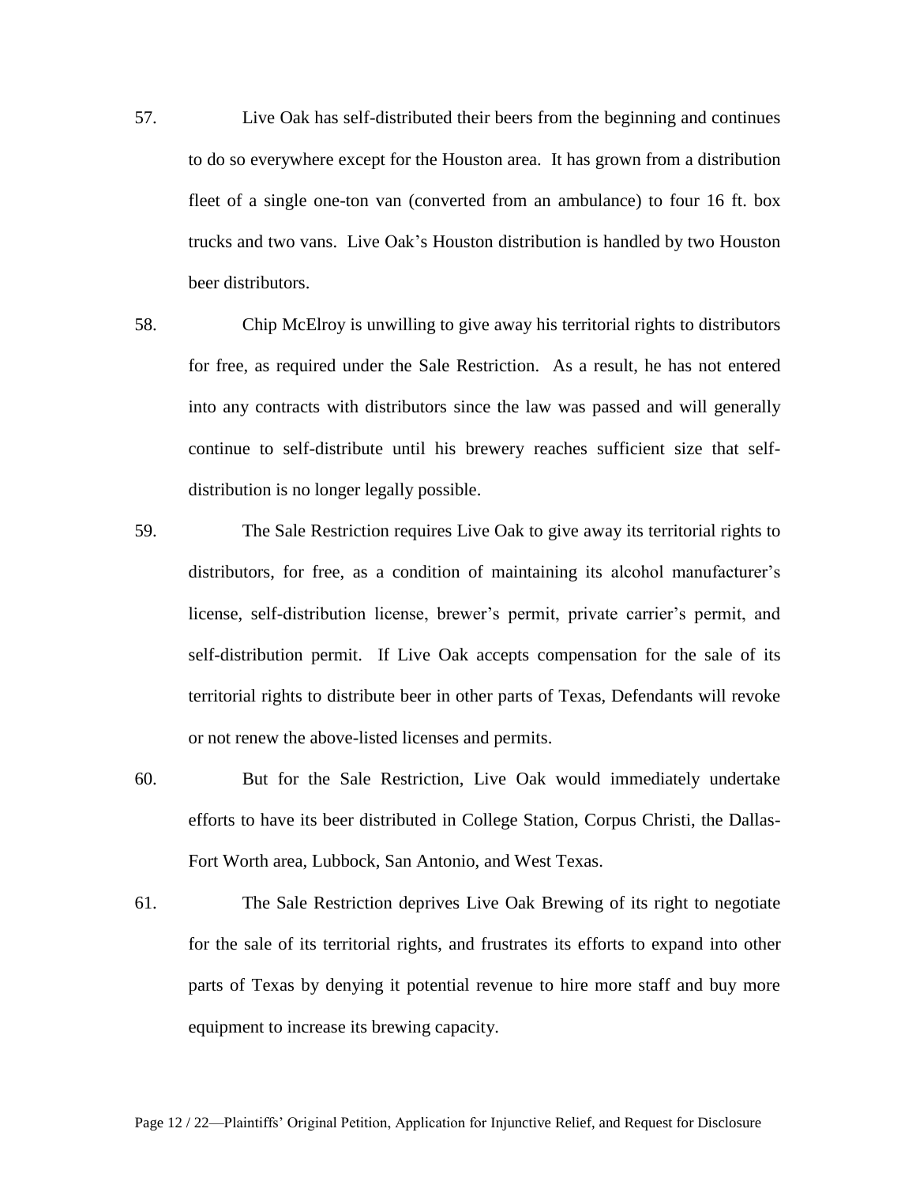57. Live Oak has self-distributed their beers from the beginning and continues to do so everywhere except for the Houston area. It has grown from a distribution fleet of a single one-ton van (converted from an ambulance) to four 16 ft. box trucks and two vans. Live Oak's Houston distribution is handled by two Houston beer distributors.

58. Chip McElroy is unwilling to give away his territorial rights to distributors for free, as required under the Sale Restriction. As a result, he has not entered into any contracts with distributors since the law was passed and will generally continue to self-distribute until his brewery reaches sufficient size that self-distribution is no longer legally possible.

59. The Sale Restriction requires Live Oak to give away its territorial rights to distributors, for free, as a condition of maintaining its alcohol manufacturer's license, self-distribution license, brewer's permit, private carrier's permit, and self-distribution permit. If Live Oak accepts compensation for the sale of its territorial rights to distribute beer in other parts of Texas, Defendants will revoke or not renew the above-listed licenses and permits.

60. But for the Sale Restriction, Live Oak would immediately undertake efforts to have its beer distributed in College Station, Corpus Christi, the Dallas-Fort Worth area, Lubbock, San Antonio, and West Texas.

61. The Sale Restriction deprives Live Oak Brewing of its right to negotiate for the sale of its territorial rights, and frustrates its efforts to expand into other parts of Texas by denying it potential revenue to hire more staff and buy more equipment to increase its brewing capacity.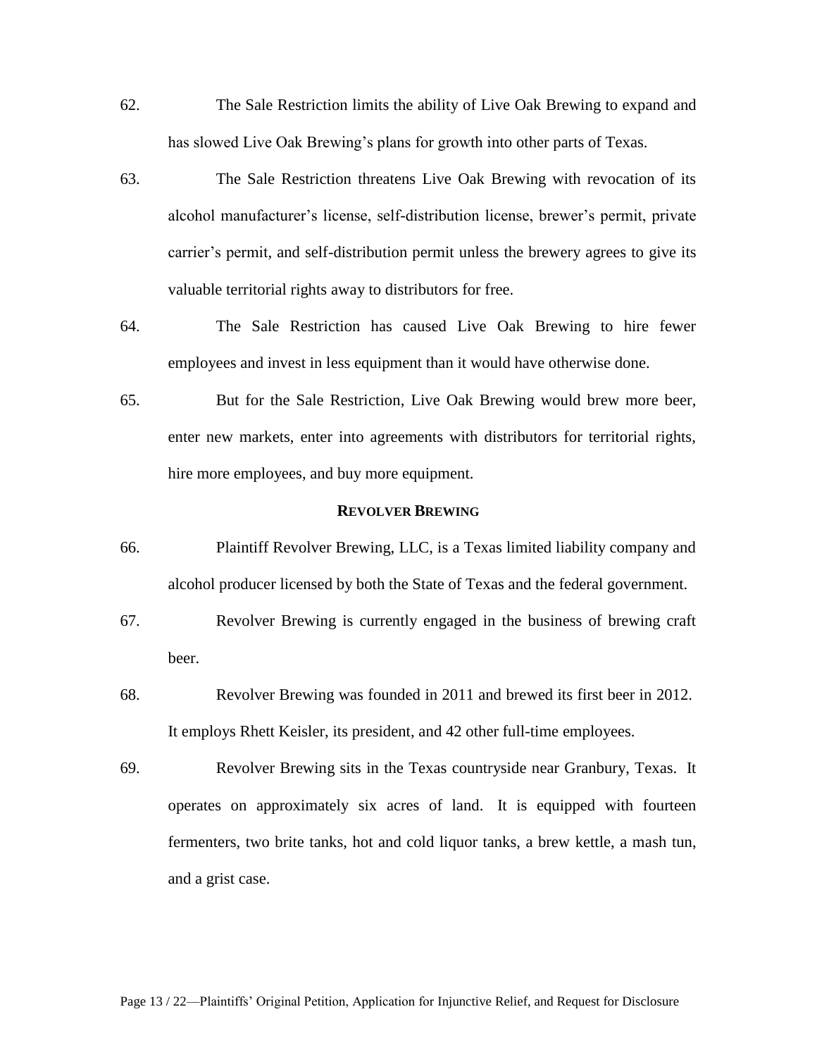62. The Sale Restriction limits the ability of Live Oak Brewing to expand and has slowed Live Oak Brewing's plans for growth into other parts of Texas.

63. The Sale Restriction threatens Live Oak Brewing with revocation of its alcohol manufacturer's license, self-distribution license, brewer's permit, private carrier's permit, and self-distribution permit unless the brewery agrees to give its valuable territorial rights away to distributors for free.

64. The Sale Restriction has caused Live Oak Brewing to hire fewer employees and invest in less equipment than it would have otherwise done.

65. But for the Sale Restriction, Live Oak Brewing would brew more beer, enter new markets, enter into agreements with distributors for territorial rights, hire more employees, and buy more equipment.

### REVOLVER BREWING

66. Plaintiff Revolver Brewing, LLC, is a Texas limited liability company and alcohol producer licensed by both the State of Texas and the federal government.

67. Revolver Brewing is currently engaged in the business of brewing craft beer.

68. Revolver Brewing was founded in 2011 and brewed its first beer in 2012. It employs Rhett Keisler, its president, and 42 other full-time employees.

69. Revolver Brewing sits in the Texas countryside near Granbury, Texas. It operates on approximately six acres of land. It is equipped with fourteen fermenters, two brite tanks, hot and cold liquor tanks, a brew kettle, a mash tun, and a grist case.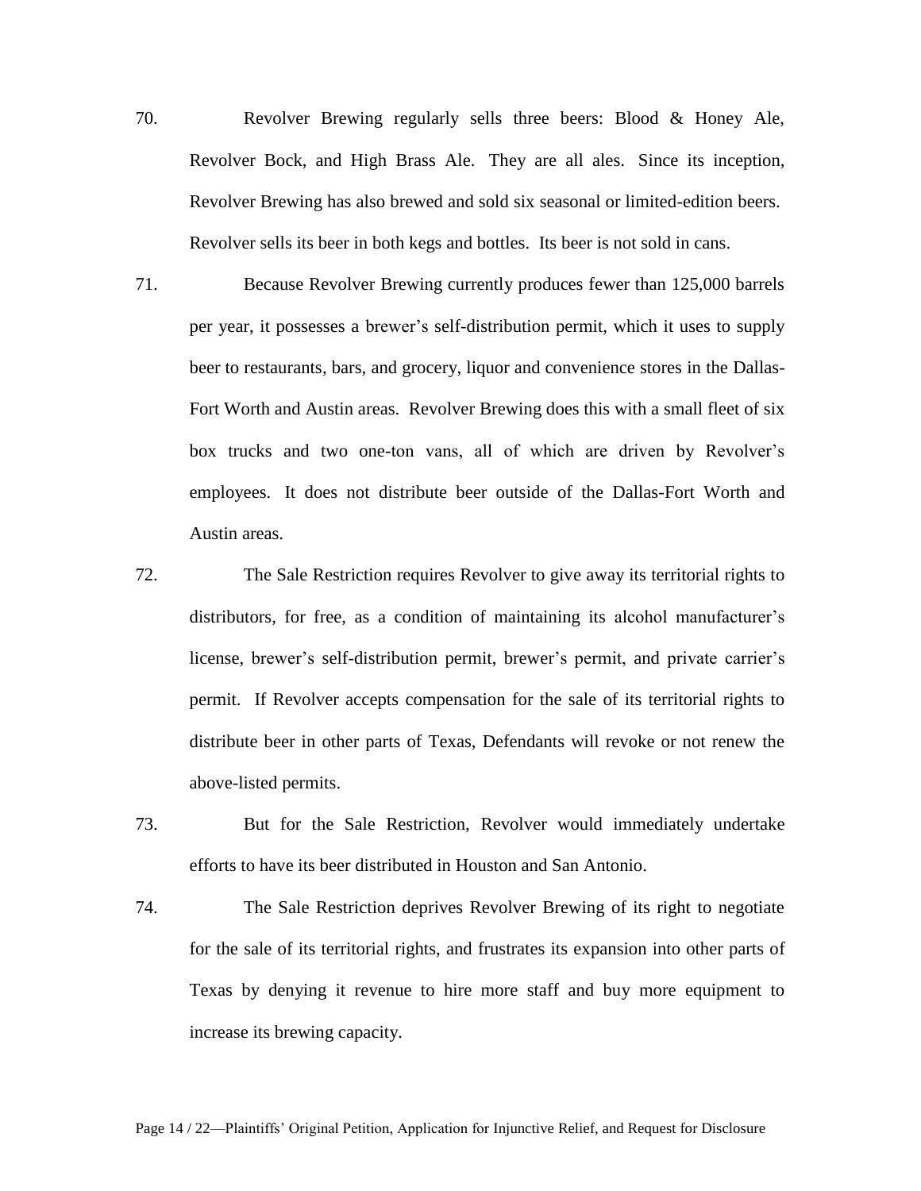70. Revolver Brewing regularly sells three beers: Blood & Honey Ale, Revolver Bock, and High Brass Ale. They are all ales. Since its inception, Revolver Brewing has also brewed and sold six seasonal or limited-edition beers. Revolver sells its beer in both kegs and bottles. Its beer is not sold in cans.

71. Because Revolver Brewing currently produces fewer than 125,000 barrels per year, it possesses a brewer's self-distribution permit, which it uses to supply beer to restaurants, bars, and grocery, liquor and convenience stores in the Dallas-Fort Worth and Austin areas. Revolver Brewing does this with a small fleet of six box trucks and two one-ton vans, all of which are driven by Revolver's employees. It does not distribute beer outside of the Dallas-Fort Worth and Austin areas.

72. The Sale Restriction requires Revolver to give away its territorial rights to distributors, for free, as a condition of maintaining its alcohol manufacturer's license, brewer's self-distribution permit, brewer's permit, and private carrier's permit. If Revolver accepts compensation for the sale of its territorial rights to distribute beer in other parts of Texas, Defendants will revoke or not renew the above-listed permits.

73. But for the Sale Restriction, Revolver would immediately undertake efforts to have its beer distributed in Houston and San Antonio.

74. The Sale Restriction deprives Revolver Brewing of its right to negotiate for the sale of its territorial rights, and frustrates its expansion into other parts of Texas by denying it revenue to hire more staff and buy more equipment to increase its brewing capacity.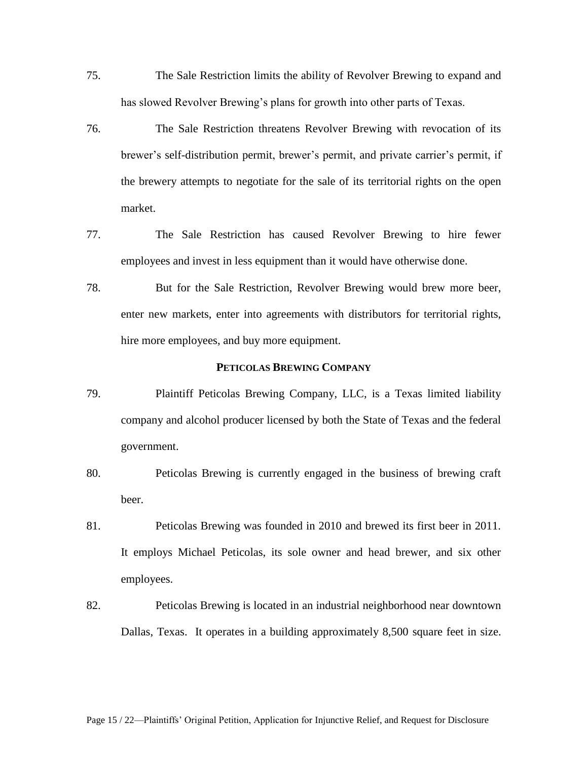75. The Sale Restriction limits the ability of Revolver Brewing to expand and has slowed Revolver Brewing's plans for growth into other parts of Texas.

76. The Sale Restriction threatens Revolver Brewing with revocation of its brewer's self-distribution permit, brewer's permit, and private carrier's permit, if the brewery attempts to negotiate for the sale of its territorial rights on the open market.

77. The Sale Restriction has caused Revolver Brewing to hire fewer employees and invest in less equipment than it would have otherwise done.

78. But for the Sale Restriction, Revolver Brewing would brew more beer, enter new markets, enter into agreements with distributors for territorial rights, hire more employees, and buy more equipment.

**PETICOLAS BREWING COMPANY**

79. Plaintiff Peticolas Brewing Company, LLC, is a Texas limited liability company and alcohol producer licensed by both the State of Texas and the federal government.

80. Peticolas Brewing is currently engaged in the business of brewing craft beer.

81. Peticolas Brewing was founded in 2010 and brewed its first beer in 2011. It employs Michael Peticolas, its sole owner and head brewer, and six other employees.

82. Peticolas Brewing is located in an industrial neighborhood near downtown Dallas, Texas. It operates in a building approximately 8,500 square feet in size.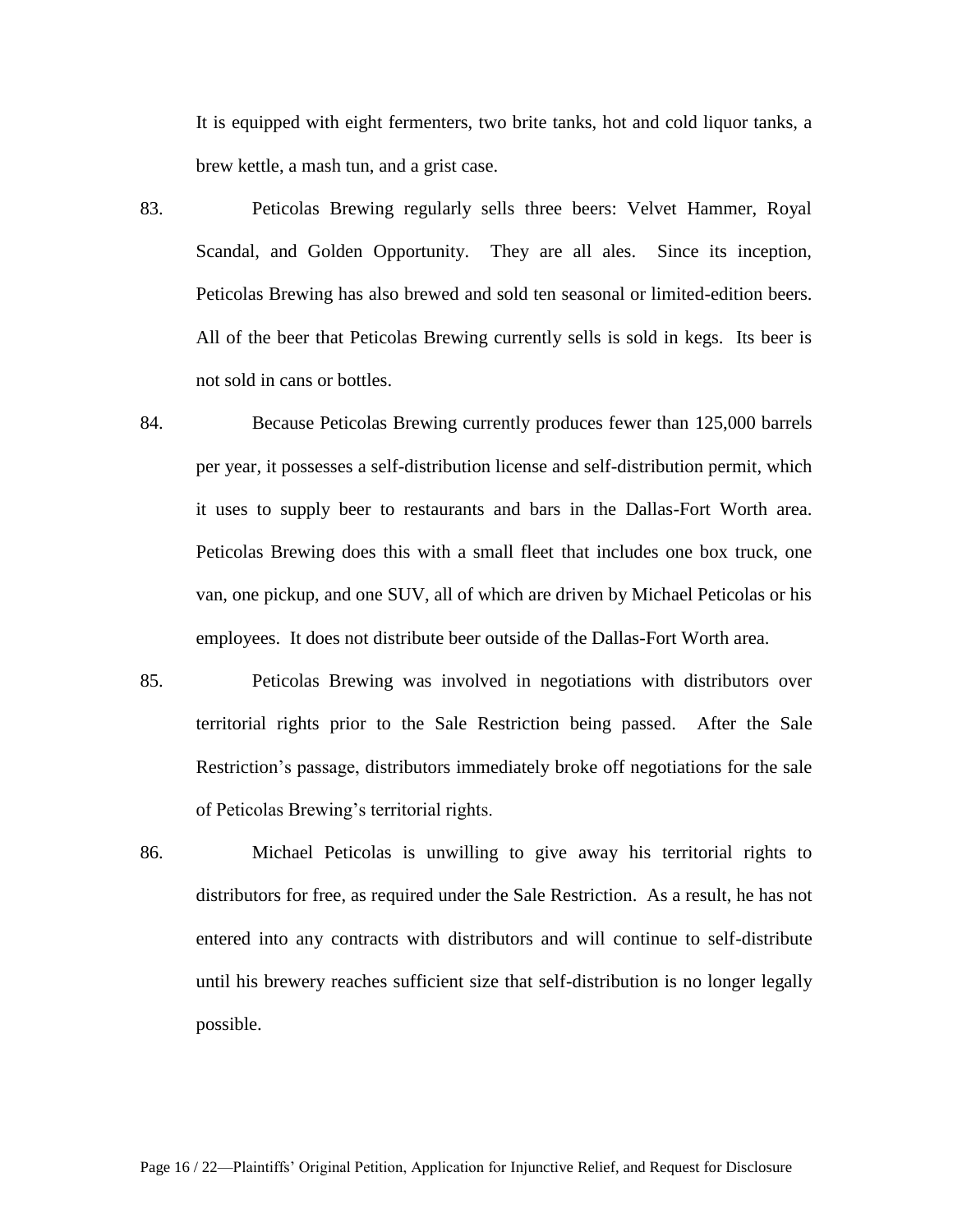It is equipped with eight fermenters, two brite tanks, hot and cold liquor tanks, a brew kettle, a mash tun, and a grist case.

83. Peticolas Brewing regularly sells three beers: Velvet Hammer, Royal Scandal, and Golden Opportunity. They are all ales. Since its inception, Peticolas Brewing has also brewed and sold ten seasonal or limited-edition beers. All of the beer that Peticolas Brewing currently sells is sold in kegs. Its beer is not sold in cans or bottles.

84. Because Peticolas Brewing currently produces fewer than 125,000 barrels per year, it possesses a self-distribution license and self-distribution permit, which it uses to supply beer to restaurants and bars in the Dallas-Fort Worth area. Peticolas Brewing does this with a small fleet that includes one box truck, one van, one pickup, and one SUV, all of which are driven by Michael Peticolas or his employees. It does not distribute beer outside of the Dallas-Fort Worth area.

85. Peticolas Brewing was involved in negotiations with distributors over territorial rights prior to the Sale Restriction being passed. After the Sale Restriction's passage, distributors immediately broke off negotiations for the sale of Peticolas Brewing's territorial rights.

86. Michael Peticolas is unwilling to give away his territorial rights to distributors for free, as required under the Sale Restriction. As a result, he has not entered into any contracts with distributors and will continue to self-distribute until his brewery reaches sufficient size that self-distribution is no longer legally possible.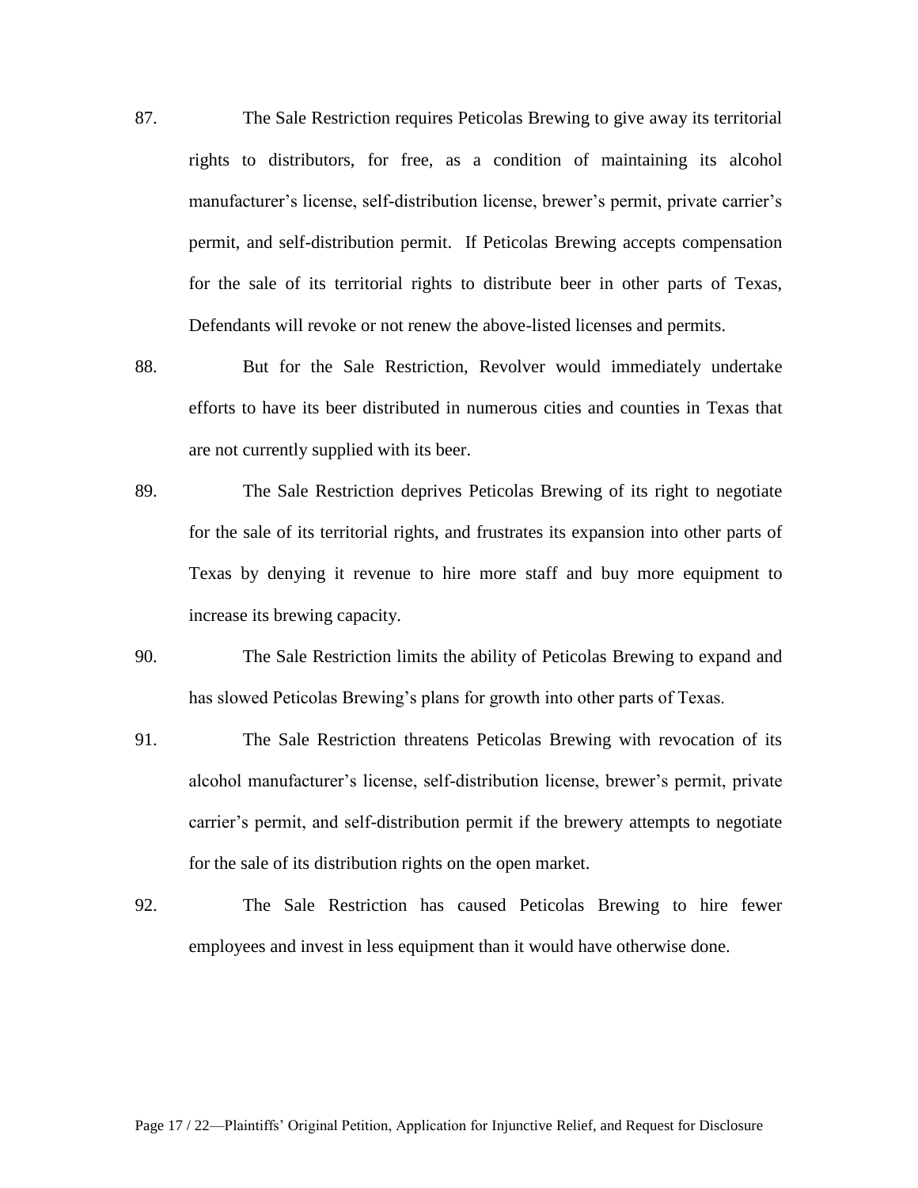87. The Sale Restriction requires Peticolas Brewing to give away its territorial rights to distributors, for free, as a condition of maintaining its alcohol manufacturer's license, self-distribution license, brewer's permit, private carrier's permit, and self-distribution permit. If Peticolas Brewing accepts compensation for the sale of its territorial rights to distribute beer in other parts of Texas, Defendants will revoke or not renew the above-listed licenses and permits.

88. But for the Sale Restriction, Revolver would immediately undertake efforts to have its beer distributed in numerous cities and counties in Texas that are not currently supplied with its beer.

89. The Sale Restriction deprives Peticolas Brewing of its right to negotiate for the sale of its territorial rights, and frustrates its expansion into other parts of Texas by denying it revenue to hire more staff and buy more equipment to increase its brewing capacity.

90. The Sale Restriction limits the ability of Peticolas Brewing to expand and has slowed Peticolas Brewing's plans for growth into other parts of Texas.

91. The Sale Restriction threatens Peticolas Brewing with revocation of its alcohol manufacturer's license, self-distribution license, brewer's permit, private carrier's permit, and self-distribution permit if the brewery attempts to negotiate for the sale of its distribution rights on the open market.

92. The Sale Restriction has caused Peticolas Brewing to hire fewer employees and invest in less equipment than it would have otherwise done.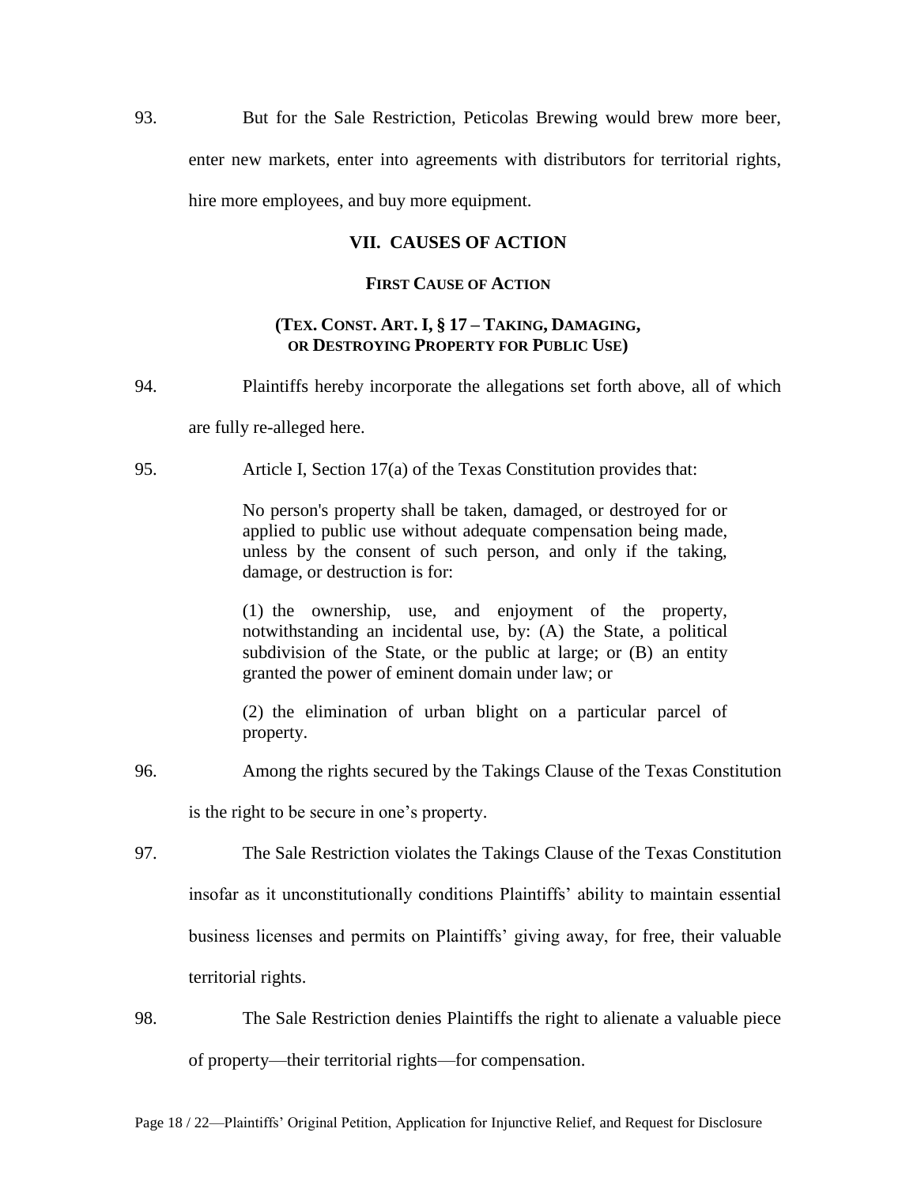93. But for the Sale Restriction, Peticolas Brewing would brew more beer, enter new markets, enter into agreements with distributors for territorial rights, hire more employees, and buy more equipment.

## VII. CAUSES OF ACTION

### FIRST CAUSE OF ACTION

### (TEX. CONST. ART. I, § 17 – TAKING, DAMAGING, OR DESTROYING PROPERTY FOR PUBLIC USE)

94. Plaintiffs hereby incorporate the allegations set forth above, all of which are fully re-alleged here.

95. Article I, Section 17(a) of the Texas Constitution provides that:

> No person's property shall be taken, damaged, or destroyed for or applied to public use without adequate compensation being made, unless by the consent of such person, and only if the taking, damage, or destruction is for:
>
> (1) the ownership, use, and enjoyment of the property, notwithstanding an incidental use, by: (A) the State, a political subdivision of the State, or the public at large; or (B) an entity granted the power of eminent domain under law; or
>
> (2) the elimination of urban blight on a particular parcel of property.

96. Among the rights secured by the Takings Clause of the Texas Constitution is the right to be secure in one's property.

97. The Sale Restriction violates the Takings Clause of the Texas Constitution insofar as it unconstitutionally conditions Plaintiffs' ability to maintain essential business licenses and permits on Plaintiffs' giving away, for free, their valuable territorial rights.

98. The Sale Restriction denies Plaintiffs the right to alienate a valuable piece of property—their territorial rights—for compensation.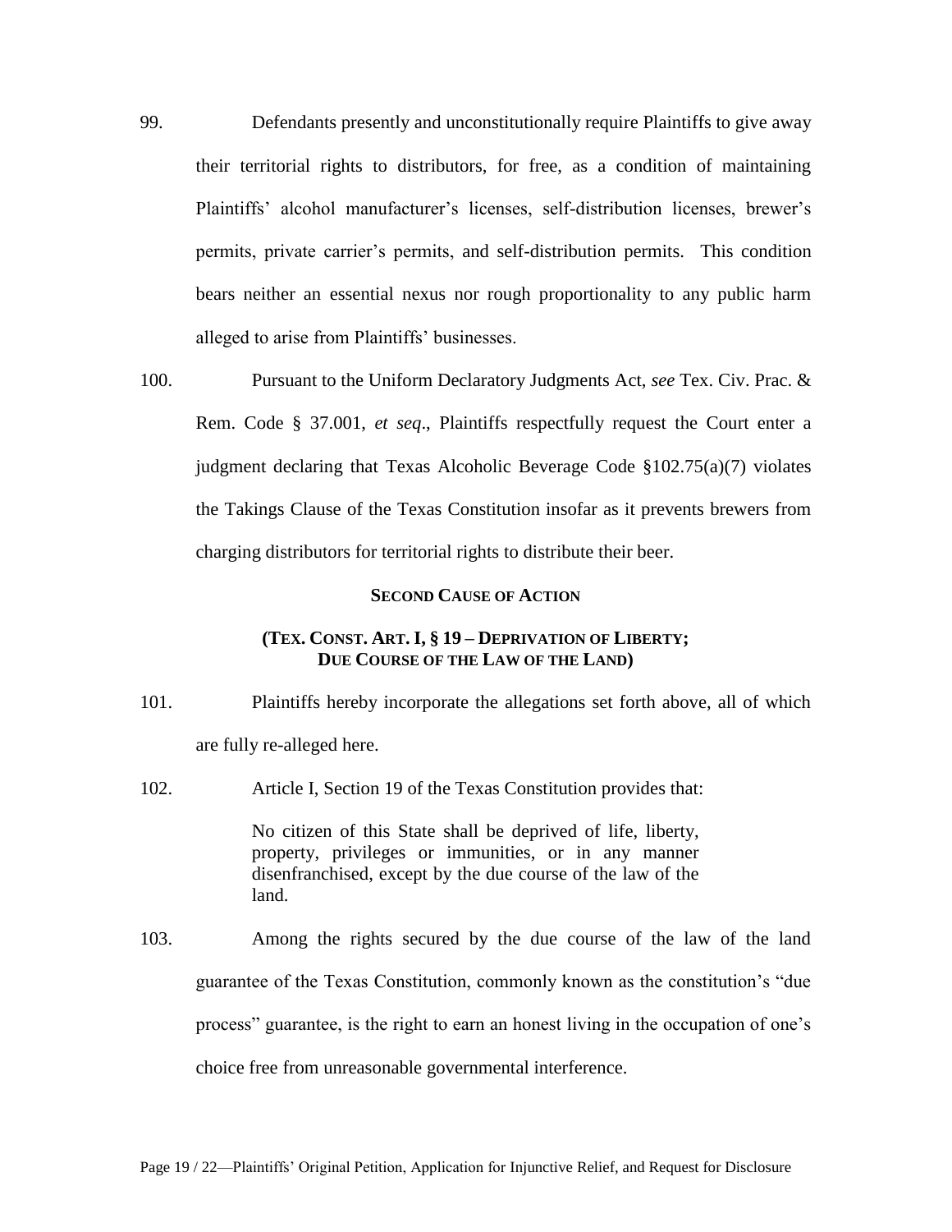99. Defendants presently and unconstitutionally require Plaintiffs to give away their territorial rights to distributors, for free, as a condition of maintaining Plaintiffs' alcohol manufacturer's licenses, self-distribution licenses, brewer's permits, private carrier's permits, and self-distribution permits. This condition bears neither an essential nexus nor rough proportionality to any public harm alleged to arise from Plaintiffs' businesses.

100. Pursuant to the Uniform Declaratory Judgments Act, *see* Tex. Civ. Prac. & Rem. Code § 37.001, *et seq*., Plaintiffs respectfully request the Court enter a judgment declaring that Texas Alcoholic Beverage Code §102.75(a)(7) violates the Takings Clause of the Texas Constitution insofar as it prevents brewers from charging distributors for territorial rights to distribute their beer.

**SECOND CAUSE OF ACTION**

**(TEX. CONST. ART. I, § 19 – DEPRIVATION OF LIBERTY; DUE COURSE OF THE LAW OF THE LAND)**

101. Plaintiffs hereby incorporate the allegations set forth above, all of which are fully re-alleged here.

102. Article I, Section 19 of the Texas Constitution provides that:

> No citizen of this State shall be deprived of life, liberty, property, privileges or immunities, or in any manner disenfranchised, except by the due course of the law of the land.

103. Among the rights secured by the due course of the law of the land guarantee of the Texas Constitution, commonly known as the constitution's "due process" guarantee, is the right to earn an honest living in the occupation of one's choice free from unreasonable governmental interference.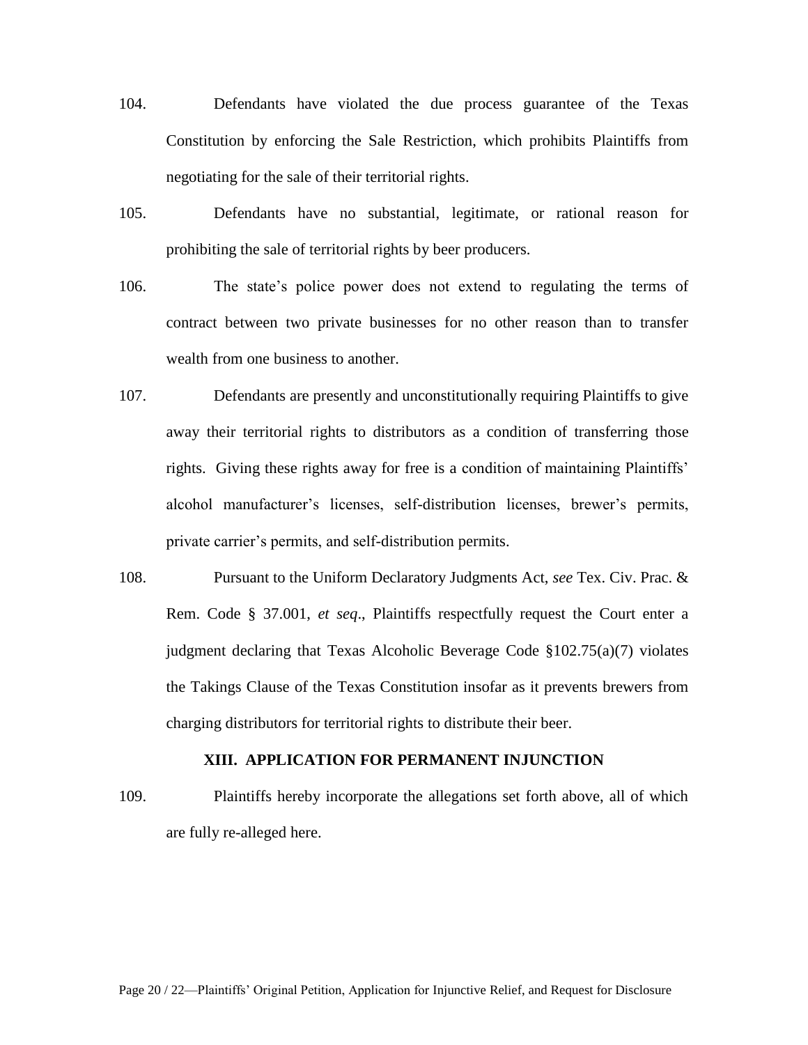104. Defendants have violated the due process guarantee of the Texas Constitution by enforcing the Sale Restriction, which prohibits Plaintiffs from negotiating for the sale of their territorial rights.

105. Defendants have no substantial, legitimate, or rational reason for prohibiting the sale of territorial rights by beer producers.

106. The state's police power does not extend to regulating the terms of contract between two private businesses for no other reason than to transfer wealth from one business to another.

107. Defendants are presently and unconstitutionally requiring Plaintiffs to give away their territorial rights to distributors as a condition of transferring those rights. Giving these rights away for free is a condition of maintaining Plaintiffs' alcohol manufacturer's licenses, self-distribution licenses, brewer's permits, private carrier's permits, and self-distribution permits.

108. Pursuant to the Uniform Declaratory Judgments Act, *see* Tex. Civ. Prac. & Rem. Code § 37.001, *et seq*., Plaintiffs respectfully request the Court enter a judgment declaring that Texas Alcoholic Beverage Code §102.75(a)(7) violates the Takings Clause of the Texas Constitution insofar as it prevents brewers from charging distributors for territorial rights to distribute their beer.

## XIII. APPLICATION FOR PERMANENT INJUNCTION

109. Plaintiffs hereby incorporate the allegations set forth above, all of which are fully re-alleged here.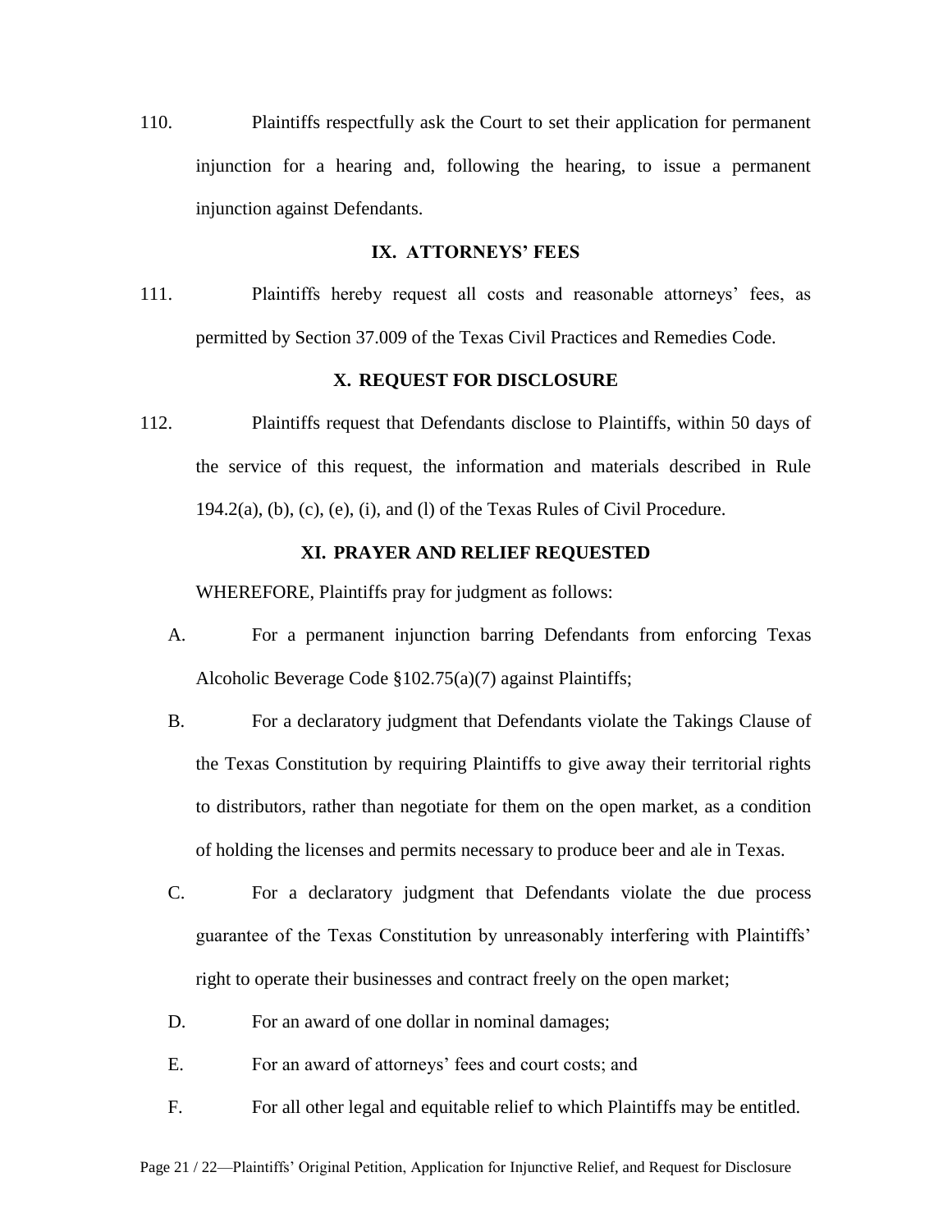110. Plaintiffs respectfully ask the Court to set their application for permanent injunction for a hearing and, following the hearing, to issue a permanent injunction against Defendants.

## IX. ATTORNEYS' FEES

111. Plaintiffs hereby request all costs and reasonable attorneys' fees, as permitted by Section 37.009 of the Texas Civil Practices and Remedies Code.

## X. REQUEST FOR DISCLOSURE

112. Plaintiffs request that Defendants disclose to Plaintiffs, within 50 days of the service of this request, the information and materials described in Rule 194.2(a), (b), (c), (e), (i), and (l) of the Texas Rules of Civil Procedure.

## XI. PRAYER AND RELIEF REQUESTED

WHEREFORE, Plaintiffs pray for judgment as follows:

A. For a permanent injunction barring Defendants from enforcing Texas Alcoholic Beverage Code §102.75(a)(7) against Plaintiffs;

B. For a declaratory judgment that Defendants violate the Takings Clause of the Texas Constitution by requiring Plaintiffs to give away their territorial rights to distributors, rather than negotiate for them on the open market, as a condition of holding the licenses and permits necessary to produce beer and ale in Texas.

C. For a declaratory judgment that Defendants violate the due process guarantee of the Texas Constitution by unreasonably interfering with Plaintiffs' right to operate their businesses and contract freely on the open market;

D. For an award of one dollar in nominal damages;

E. For an award of attorneys' fees and court costs; and

F. For all other legal and equitable relief to which Plaintiffs may be entitled.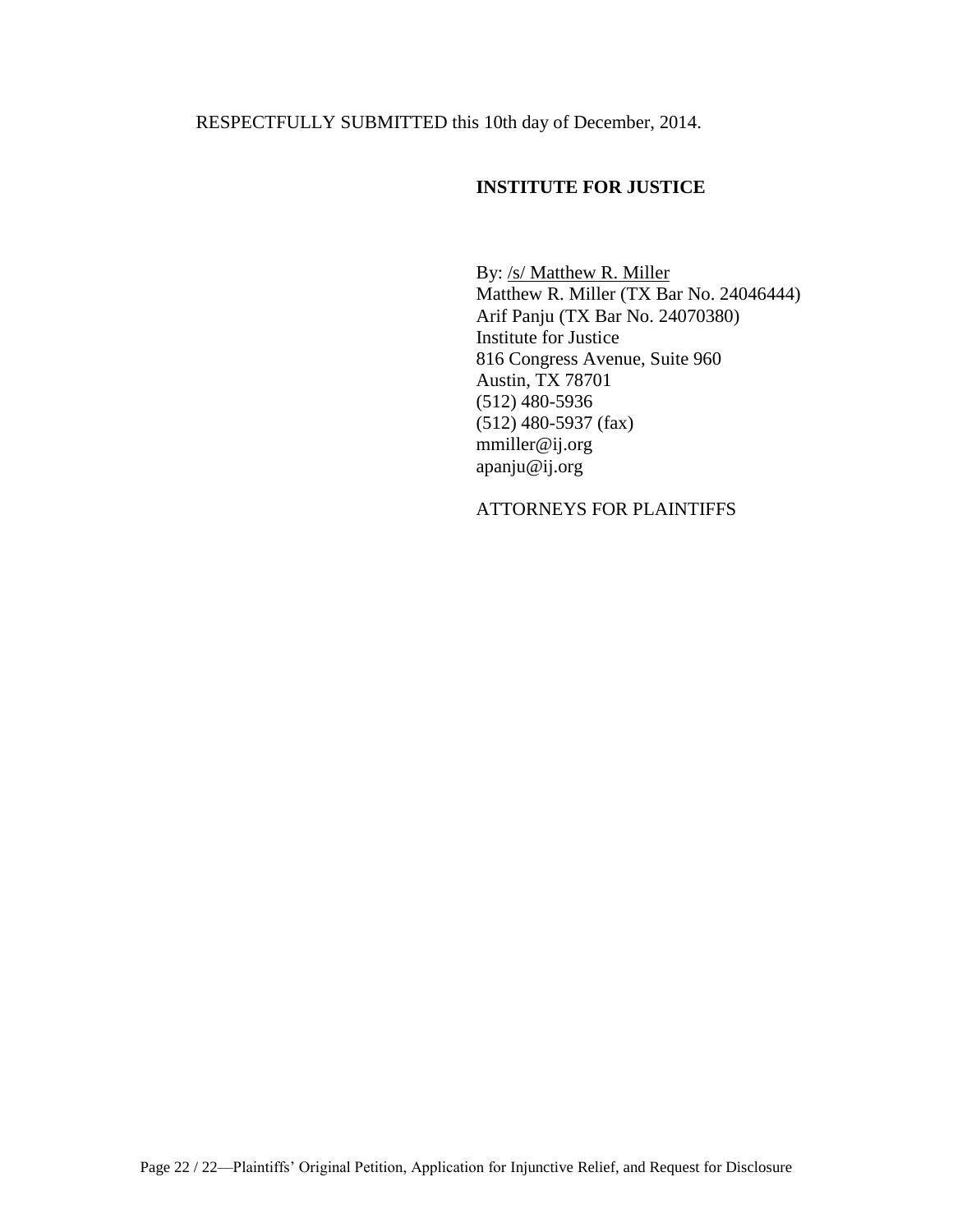RESPECTFULLY SUBMITTED this 10th day of December, 2014.

**INSTITUTE FOR JUSTICE**

By: /s/ Matthew R. Miller
Matthew R. Miller (TX Bar No. 24046444)
Arif Panju (TX Bar No. 24070380)
Institute for Justice
816 Congress Avenue, Suite 960
Austin, TX 78701
(512) 480-5936
(512) 480-5937 (fax)
mmiller@ij.org
apanju@ij.org

ATTORNEYS FOR PLAINTIFFS